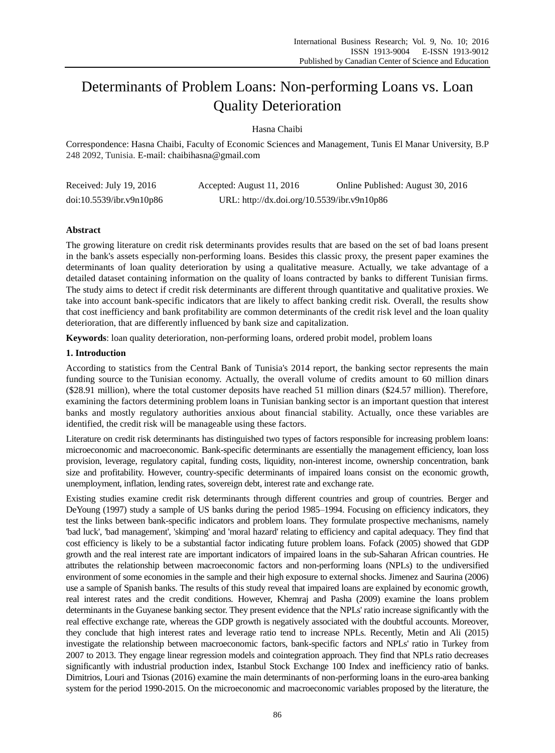# Determinants of Problem Loans: Non-performing Loans vs. Loan Quality Deterioration

Hasna Chaibi

Correspondence: Hasna Chaibi, Faculty of Economic Sciences and Management, Tunis El Manar University, B.P 248 2092, Tunisia. E-mail: chaibihasna@gmail.com

| Received: July 19, 2016 | Accepted: August 11, 2016 | Online Published: August 30, 2016 |
|---|---|---|
| doi:10.5539/ibr.v9n10p86 | URL: http://dx.doi.org/10.5539/ibr.v9n10p86 | |

**Abstract**

The growing literature on credit risk determinants provides results that are based on the set of bad loans present in the bank's assets especially non-performing loans. Besides this classic proxy, the present paper examines the determinants of loan quality deterioration by using a qualitative measure. Actually, we take advantage of a detailed dataset containing information on the quality of loans contracted by banks to different Tunisian firms. The study aims to detect if credit risk determinants are different through quantitative and qualitative proxies. We take into account bank-specific indicators that are likely to affect banking credit risk. Overall, the results show that cost inefficiency and bank profitability are common determinants of the credit risk level and the loan quality deterioration, that are differently influenced by bank size and capitalization.

**Keywords**: loan quality deterioration, non-performing loans, ordered probit model, problem loans

## 1. Introduction

According to statistics from the Central Bank of Tunisia's 2014 report, the banking sector represents the main funding source to the Tunisian economy. Actually, the overall volume of credits amount to 60 million dinars ($28.91 million), where the total customer deposits have reached 51 million dinars ($24.57 million). Therefore, examining the factors determining problem loans in Tunisian banking sector is an important question that interest banks and mostly regulatory authorities anxious about financial stability. Actually, once these variables are identified, the credit risk will be manageable using these factors.

Literature on credit risk determinants has distinguished two types of factors responsible for increasing problem loans: microeconomic and macroeconomic. Bank-specific determinants are essentially the management efficiency, loan loss provision, leverage, regulatory capital, funding costs, liquidity, non-interest income, ownership concentration, bank size and profitability. However, country-specific determinants of impaired loans consist on the economic growth, unemployment, inflation, lending rates, sovereign debt, interest rate and exchange rate.

Existing studies examine credit risk determinants through different countries and group of countries. Berger and DeYoung (1997) study a sample of US banks during the period 1985–1994. Focusing on efficiency indicators, they test the links between bank-specific indicators and problem loans. They formulate prospective mechanisms, namely 'bad luck', 'bad management', 'skimping' and 'moral hazard' relating to efficiency and capital adequacy. They find that cost efficiency is likely to be a substantial factor indicating future problem loans. Fofack (2005) showed that GDP growth and the real interest rate are important indicators of impaired loans in the sub-Saharan African countries. He attributes the relationship between macroeconomic factors and non-performing loans (NPLs) to the undiversified environment of some economies in the sample and their high exposure to external shocks. Jimenez and Saurina (2006) use a sample of Spanish banks. The results of this study reveal that impaired loans are explained by economic growth, real interest rates and the credit conditions. However, Khemraj and Pasha (2009) examine the loans problem determinants in the Guyanese banking sector. They present evidence that the NPLs' ratio increase significantly with the real effective exchange rate, whereas the GDP growth is negatively associated with the doubtful accounts. Moreover, they conclude that high interest rates and leverage ratio tend to increase NPLs. Recently, Metin and Ali (2015) investigate the relationship between macroeconomic factors, bank-specific factors and NPLs' ratio in Turkey from 2007 to 2013. They engage linear regression models and cointegration approach. They find that NPLs ratio decreases significantly with industrial production index, Istanbul Stock Exchange 100 Index and inefficiency ratio of banks. Dimitrios, Louri and Tsionas (2016) examine the main determinants of non-performing loans in the euro-area banking system for the period 1990-2015. On the microeconomic and macroeconomic variables proposed by the literature, the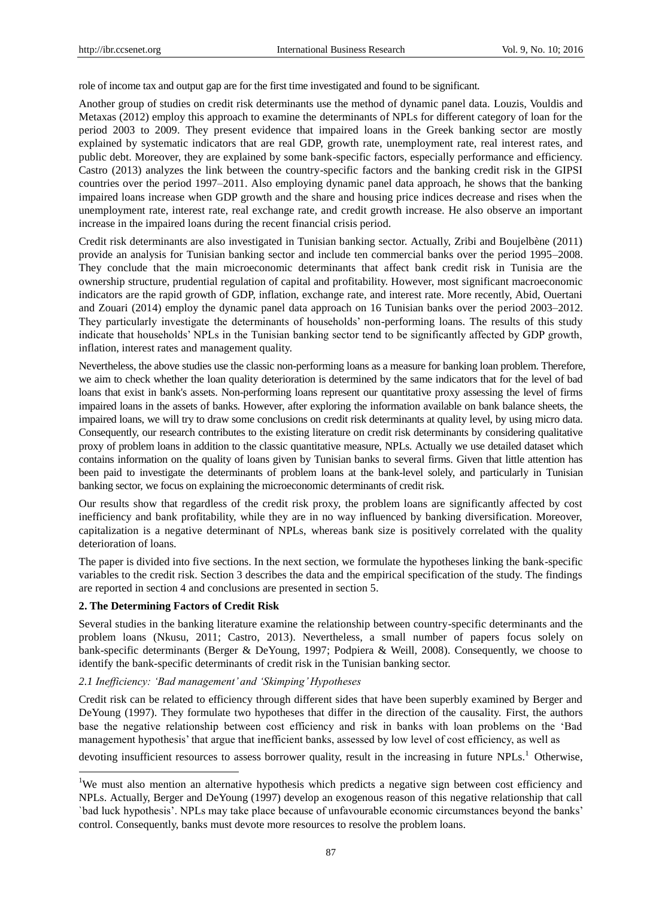role of income tax and output gap are for the first time investigated and found to be significant.

Another group of studies on credit risk determinants use the method of dynamic panel data. Louzis, Vouldis and Metaxas (2012) employ this approach to examine the determinants of NPLs for different category of loan for the period 2003 to 2009. They present evidence that impaired loans in the Greek banking sector are mostly explained by systematic indicators that are real GDP, growth rate, unemployment rate, real interest rates, and public debt. Moreover, they are explained by some bank-specific factors, especially performance and efficiency. Castro (2013) analyzes the link between the country-specific factors and the banking credit risk in the GIPSI countries over the period 1997–2011. Also employing dynamic panel data approach, he shows that the banking impaired loans increase when GDP growth and the share and housing price indices decrease and rises when the unemployment rate, interest rate, real exchange rate, and credit growth increase. He also observe an important increase in the impaired loans during the recent financial crisis period.

Credit risk determinants are also investigated in Tunisian banking sector. Actually, Zribi and Boujelbène (2011) provide an analysis for Tunisian banking sector and include ten commercial banks over the period 1995–2008. They conclude that the main microeconomic determinants that affect bank credit risk in Tunisia are the ownership structure, prudential regulation of capital and profitability. However, most significant macroeconomic indicators are the rapid growth of GDP, inflation, exchange rate, and interest rate. More recently, Abid, Ouertani and Zouari (2014) employ the dynamic panel data approach on 16 Tunisian banks over the period 2003–2012. They particularly investigate the determinants of households' non-performing loans. The results of this study indicate that households' NPLs in the Tunisian banking sector tend to be significantly affected by GDP growth, inflation, interest rates and management quality.

Nevertheless, the above studies use the classic non-performing loans as a measure for banking loan problem. Therefore, we aim to check whether the loan quality deterioration is determined by the same indicators that for the level of bad loans that exist in bank's assets. Non-performing loans represent our quantitative proxy assessing the level of firms impaired loans in the assets of banks. However, after exploring the information available on bank balance sheets, the impaired loans, we will try to draw some conclusions on credit risk determinants at quality level, by using micro data. Consequently, our research contributes to the existing literature on credit risk determinants by considering qualitative proxy of problem loans in addition to the classic quantitative measure, NPLs. Actually we use detailed dataset which contains information on the quality of loans given by Tunisian banks to several firms. Given that little attention has been paid to investigate the determinants of problem loans at the bank-level solely, and particularly in Tunisian banking sector, we focus on explaining the microeconomic determinants of credit risk.

Our results show that regardless of the credit risk proxy, the problem loans are significantly affected by cost inefficiency and bank profitability, while they are in no way influenced by banking diversification. Moreover, capitalization is a negative determinant of NPLs, whereas bank size is positively correlated with the quality deterioration of loans.

The paper is divided into five sections. In the next section, we formulate the hypotheses linking the bank-specific variables to the credit risk. Section 3 describes the data and the empirical specification of the study. The findings are reported in section 4 and conclusions are presented in section 5.

## 2. The Determining Factors of Credit Risk

Several studies in the banking literature examine the relationship between country-specific determinants and the problem loans (Nkusu, 2011; Castro, 2013). Nevertheless, a small number of papers focus solely on bank-specific determinants (Berger & DeYoung, 1997; Podpiera & Weill, 2008). Consequently, we choose to identify the bank-specific determinants of credit risk in the Tunisian banking sector.

### *2.1 Inefficiency: 'Bad management' and 'Skimping' Hypotheses*

Credit risk can be related to efficiency through different sides that have been superbly examined by Berger and DeYoung (1997). They formulate two hypotheses that differ in the direction of the causality. First, the authors base the negative relationship between cost efficiency and risk in banks with loan problems on the 'Bad management hypothesis' that argue that inefficient banks, assessed by low level of cost efficiency, as well as devoting insufficient resources to assess borrower quality, result in the increasing in future NPLs.[1] Otherwise,

[1]We must also mention an alternative hypothesis which predicts a negative sign between cost efficiency and NPLs. Actually, Berger and DeYoung (1997) develop an exogenous reason of this negative relationship that call `bad luck hypothesis'. NPLs may take place because of unfavourable economic circumstances beyond the banks' control. Consequently, banks must devote more resources to resolve the problem loans.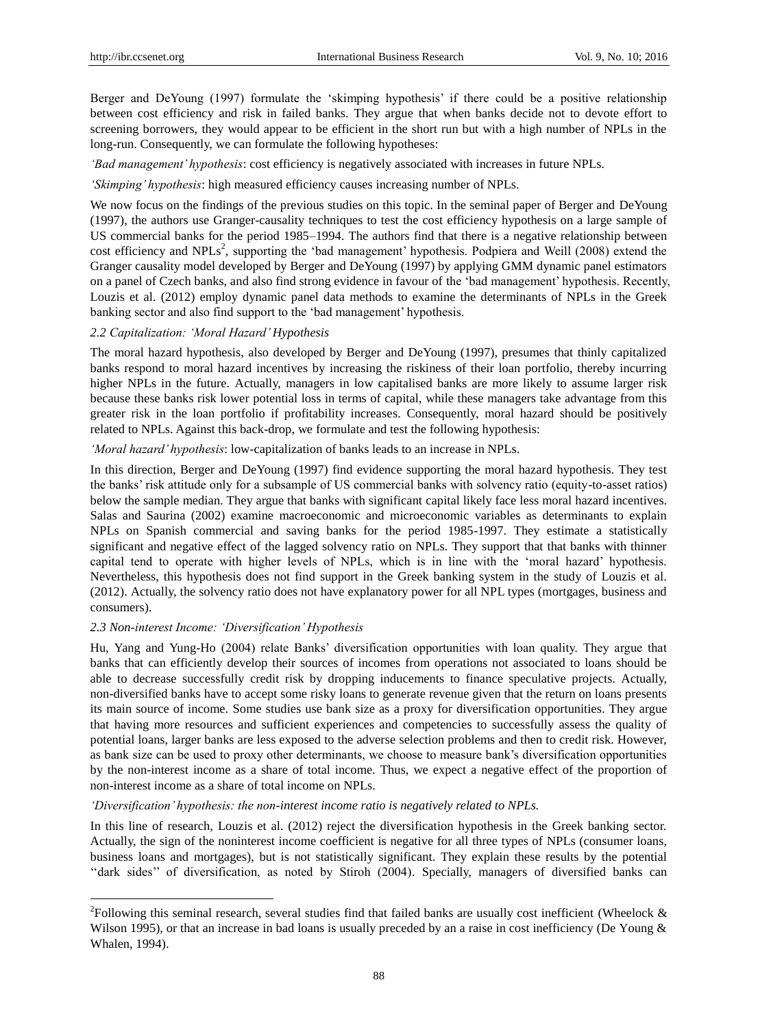Berger and DeYoung (1997) formulate the 'skimping hypothesis' if there could be a positive relationship between cost efficiency and risk in failed banks. They argue that when banks decide not to devote effort to screening borrowers, they would appear to be efficient in the short run but with a high number of NPLs in the long-run. Consequently, we can formulate the following hypotheses:

*'Bad management' hypothesis*: cost efficiency is negatively associated with increases in future NPLs.

*'Skimping' hypothesis*: high measured efficiency causes increasing number of NPLs.

We now focus on the findings of the previous studies on this topic. In the seminal paper of Berger and DeYoung (1997), the authors use Granger-causality techniques to test the cost efficiency hypothesis on a large sample of US commercial banks for the period 1985–1994. The authors find that there is a negative relationship between cost efficiency and NPLs[2], supporting the 'bad management' hypothesis. Podpiera and Weill (2008) extend the Granger causality model developed by Berger and DeYoung (1997) by applying GMM dynamic panel estimators on a panel of Czech banks, and also find strong evidence in favour of the 'bad management' hypothesis. Recently, Louzis et al. (2012) employ dynamic panel data methods to examine the determinants of NPLs in the Greek banking sector and also find support to the 'bad management' hypothesis.

### 2.2 Capitalization: 'Moral Hazard' Hypothesis

The moral hazard hypothesis, also developed by Berger and DeYoung (1997), presumes that thinly capitalized banks respond to moral hazard incentives by increasing the riskiness of their loan portfolio, thereby incurring higher NPLs in the future. Actually, managers in low capitalised banks are more likely to assume larger risk because these banks risk lower potential loss in terms of capital, while these managers take advantage from this greater risk in the loan portfolio if profitability increases. Consequently, moral hazard should be positively related to NPLs. Against this back-drop, we formulate and test the following hypothesis:

*'Moral hazard' hypothesis*: low-capitalization of banks leads to an increase in NPLs.

In this direction, Berger and DeYoung (1997) find evidence supporting the moral hazard hypothesis. They test the banks' risk attitude only for a subsample of US commercial banks with solvency ratio (equity-to-asset ratios) below the sample median. They argue that banks with significant capital likely face less moral hazard incentives. Salas and Saurina (2002) examine macroeconomic and microeconomic variables as determinants to explain NPLs on Spanish commercial and saving banks for the period 1985-1997. They estimate a statistically significant and negative effect of the lagged solvency ratio on NPLs. They support that that banks with thinner capital tend to operate with higher levels of NPLs, which is in line with the 'moral hazard' hypothesis. Nevertheless, this hypothesis does not find support in the Greek banking system in the study of Louzis et al. (2012). Actually, the solvency ratio does not have explanatory power for all NPL types (mortgages, business and consumers).

### 2.3 Non-interest Income: 'Diversification' Hypothesis

Hu, Yang and Yung-Ho (2004) relate Banks' diversification opportunities with loan quality. They argue that banks that can efficiently develop their sources of incomes from operations not associated to loans should be able to decrease successfully credit risk by dropping inducements to finance speculative projects. Actually, non-diversified banks have to accept some risky loans to generate revenue given that the return on loans presents its main source of income. Some studies use bank size as a proxy for diversification opportunities. They argue that having more resources and sufficient experiences and competencies to successfully assess the quality of potential loans, larger banks are less exposed to the adverse selection problems and then to credit risk. However, as bank size can be used to proxy other determinants, we choose to measure bank's diversification opportunities by the non-interest income as a share of total income. Thus, we expect a negative effect of the proportion of non-interest income as a share of total income on NPLs.

*'Diversification' hypothesis: the non-interest income ratio is negatively related to NPLs.*

In this line of research, Louzis et al. (2012) reject the diversification hypothesis in the Greek banking sector. Actually, the sign of the noninterest income coefficient is negative for all three types of NPLs (consumer loans, business loans and mortgages), but is not statistically significant. They explain these results by the potential "dark sides" of diversification, as noted by Stiroh (2004). Specially, managers of diversified banks can

---

[2] Following this seminal research, several studies find that failed banks are usually cost inefficient (Wheelock & Wilson 1995), or that an increase in bad loans is usually preceded by an a raise in cost inefficiency (De Young & Whalen, 1994).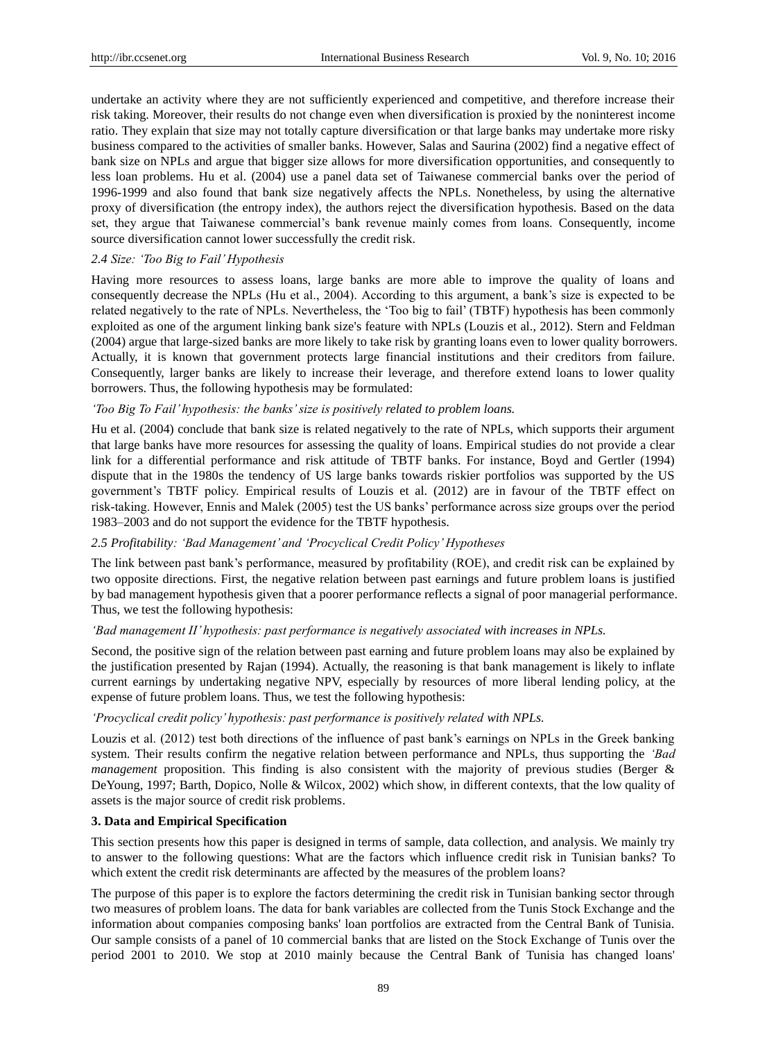undertake an activity where they are not sufficiently experienced and competitive, and therefore increase their risk taking. Moreover, their results do not change even when diversification is proxied by the noninterest income ratio. They explain that size may not totally capture diversification or that large banks may undertake more risky business compared to the activities of smaller banks. However, Salas and Saurina (2002) find a negative effect of bank size on NPLs and argue that bigger size allows for more diversification opportunities, and consequently to less loan problems. Hu et al. (2004) use a panel data set of Taiwanese commercial banks over the period of 1996-1999 and also found that bank size negatively affects the NPLs. Nonetheless, by using the alternative proxy of diversification (the entropy index), the authors reject the diversification hypothesis. Based on the data set, they argue that Taiwanese commercial's bank revenue mainly comes from loans. Consequently, income source diversification cannot lower successfully the credit risk.

### *2.4 Size: 'Too Big to Fail' Hypothesis*

Having more resources to assess loans, large banks are more able to improve the quality of loans and consequently decrease the NPLs (Hu et al., 2004). According to this argument, a bank's size is expected to be related negatively to the rate of NPLs. Nevertheless, the 'Too big to fail' (TBTF) hypothesis has been commonly exploited as one of the argument linking bank size's feature with NPLs (Louzis et al., 2012). Stern and Feldman (2004) argue that large-sized banks are more likely to take risk by granting loans even to lower quality borrowers. Actually, it is known that government protects large financial institutions and their creditors from failure. Consequently, larger banks are likely to increase their leverage, and therefore extend loans to lower quality borrowers. Thus, the following hypothesis may be formulated:

*'Too Big To Fail' hypothesis: the banks' size is positively related to problem loans.*

Hu et al. (2004) conclude that bank size is related negatively to the rate of NPLs, which supports their argument that large banks have more resources for assessing the quality of loans. Empirical studies do not provide a clear link for a differential performance and risk attitude of TBTF banks. For instance, Boyd and Gertler (1994) dispute that in the 1980s the tendency of US large banks towards riskier portfolios was supported by the US government's TBTF policy. Empirical results of Louzis et al. (2012) are in favour of the TBTF effect on risk-taking. However, Ennis and Malek (2005) test the US banks' performance across size groups over the period 1983–2003 and do not support the evidence for the TBTF hypothesis.

### *2.5 Profitability: 'Bad Management' and 'Procyclical Credit Policy' Hypotheses*

The link between past bank's performance, measured by profitability (ROE), and credit risk can be explained by two opposite directions. First, the negative relation between past earnings and future problem loans is justified by bad management hypothesis given that a poorer performance reflects a signal of poor managerial performance. Thus, we test the following hypothesis:

*'Bad management II' hypothesis: past performance is negatively associated with increases in NPLs.*

Second, the positive sign of the relation between past earning and future problem loans may also be explained by the justification presented by Rajan (1994). Actually, the reasoning is that bank management is likely to inflate current earnings by undertaking negative NPV, especially by resources of more liberal lending policy, at the expense of future problem loans. Thus, we test the following hypothesis:

*'Procyclical credit policy' hypothesis: past performance is positively related with NPLs.*

Louzis et al. (2012) test both directions of the influence of past bank's earnings on NPLs in the Greek banking system. Their results confirm the negative relation between performance and NPLs, thus supporting the *'Bad management* proposition. This finding is also consistent with the majority of previous studies (Berger & DeYoung, 1997; Barth, Dopico, Nolle & Wilcox, 2002) which show, in different contexts, that the low quality of assets is the major source of credit risk problems.

## **3. Data and Empirical Specification**

This section presents how this paper is designed in terms of sample, data collection, and analysis. We mainly try to answer to the following questions: What are the factors which influence credit risk in Tunisian banks? To which extent the credit risk determinants are affected by the measures of the problem loans?

The purpose of this paper is to explore the factors determining the credit risk in Tunisian banking sector through two measures of problem loans. The data for bank variables are collected from the Tunis Stock Exchange and the information about companies composing banks' loan portfolios are extracted from the Central Bank of Tunisia. Our sample consists of a panel of 10 commercial banks that are listed on the Stock Exchange of Tunis over the period 2001 to 2010. We stop at 2010 mainly because the Central Bank of Tunisia has changed loans'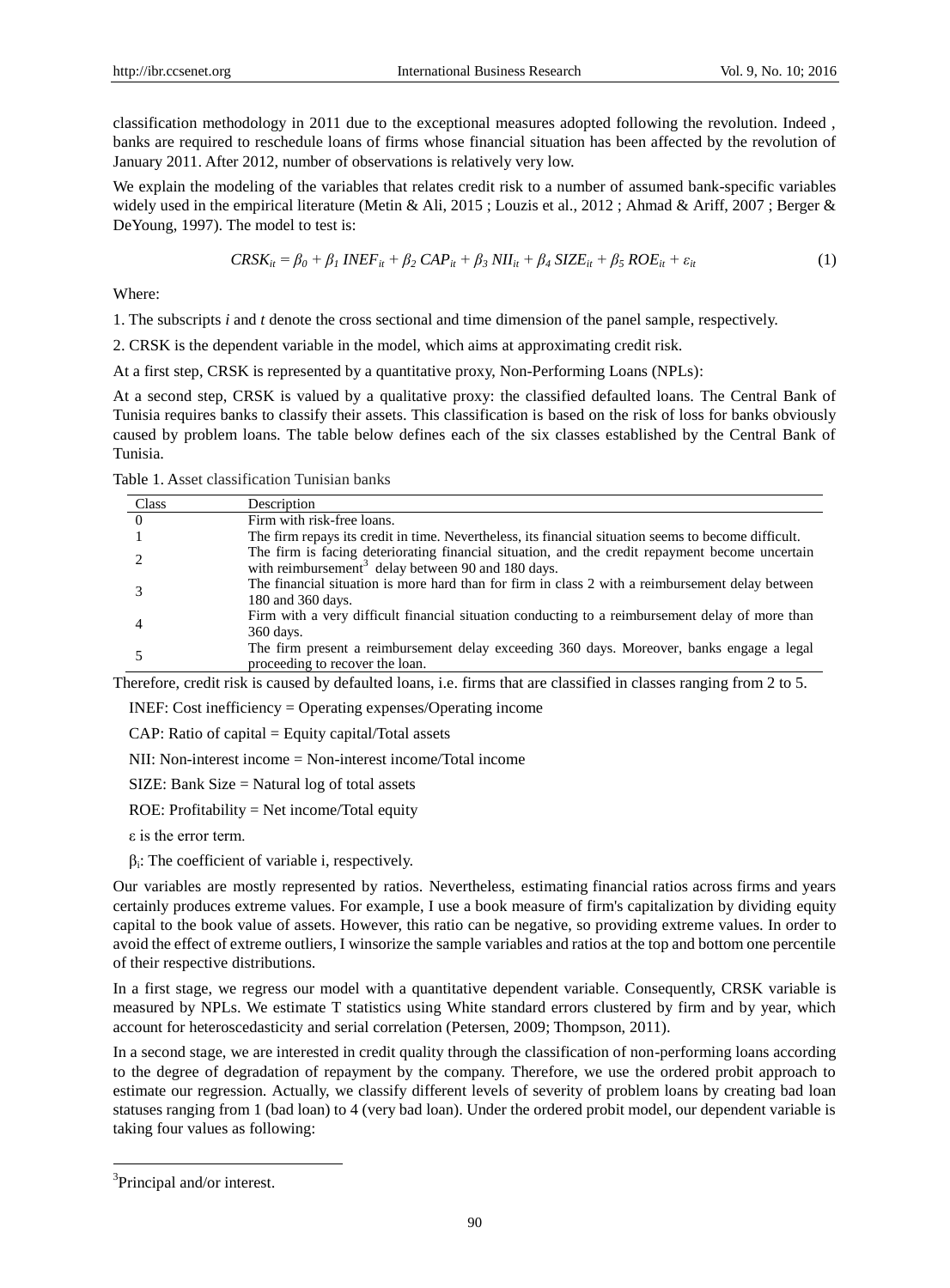classification methodology in 2011 due to the exceptional measures adopted following the revolution. Indeed , banks are required to reschedule loans of firms whose financial situation has been affected by the revolution of January 2011. After 2012, number of observations is relatively very low.

We explain the modeling of the variables that relates credit risk to a number of assumed bank-specific variables widely used in the empirical literature (Metin & Ali, 2015 ; Louzis et al., 2012 ; Ahmad & Ariff, 2007 ; Berger & DeYoung, 1997). The model to test is:

$$CRSK_{it} = \beta_0 + \beta_1\, INEF_{it} + \beta_2\, CAP_{it} + \beta_3\, NII_{it} + \beta_4\, SIZE_{it} + \beta_5\, ROE_{it} + \varepsilon_{it} \tag{1}$$

Where:

1. The subscripts *i* and *t* denote the cross sectional and time dimension of the panel sample, respectively.

2. CRSK is the dependent variable in the model, which aims at approximating credit risk.

At a first step, CRSK is represented by a quantitative proxy, Non-Performing Loans (NPLs):

At a second step, CRSK is valued by a qualitative proxy: the classified defaulted loans. The Central Bank of Tunisia requires banks to classify their assets. This classification is based on the risk of loss for banks obviously caused by problem loans. The table below defines each of the six classes established by the Central Bank of Tunisia.

Table 1. Asset classification Tunisian banks

| Class | Description |
|---|---|
| 0 | Firm with risk-free loans. |
| 1 | The firm repays its credit in time. Nevertheless, its financial situation seems to become difficult. |
| 2 | The firm is facing deteriorating financial situation, and the credit repayment become uncertain with reimbursement[3] delay between 90 and 180 days. |
| 3 | The financial situation is more hard than for firm in class 2 with a reimbursement delay between 180 and 360 days. |
| 4 | Firm with a very difficult financial situation conducting to a reimbursement delay of more than 360 days. |
| 5 | The firm present a reimbursement delay exceeding 360 days. Moreover, banks engage a legal proceeding to recover the loan. |

Therefore, credit risk is caused by defaulted loans, i.e. firms that are classified in classes ranging from 2 to 5.

INEF: Cost inefficiency = Operating expenses/Operating income

CAP: Ratio of capital = Equity capital/Total assets

NII: Non-interest income = Non-interest income/Total income

SIZE: Bank Size = Natural log of total assets

ROE: Profitability = Net income/Total equity

$\varepsilon$ is the error term.

$\beta_i$: The coefficient of variable i, respectively.

Our variables are mostly represented by ratios. Nevertheless, estimating financial ratios across firms and years certainly produces extreme values. For example, I use a book measure of firm's capitalization by dividing equity capital to the book value of assets. However, this ratio can be negative, so providing extreme values. In order to avoid the effect of extreme outliers, I winsorize the sample variables and ratios at the top and bottom one percentile of their respective distributions.

In a first stage, we regress our model with a quantitative dependent variable. Consequently, CRSK variable is measured by NPLs. We estimate T statistics using White standard errors clustered by firm and by year, which account for heteroscedasticity and serial correlation (Petersen, 2009; Thompson, 2011).

In a second stage, we are interested in credit quality through the classification of non-performing loans according to the degree of degradation of repayment by the company. Therefore, we use the ordered probit approach to estimate our regression. Actually, we classify different levels of severity of problem loans by creating bad loan statuses ranging from 1 (bad loan) to 4 (very bad loan). Under the ordered probit model, our dependent variable is taking four values as following:

[3]Principal and/or interest.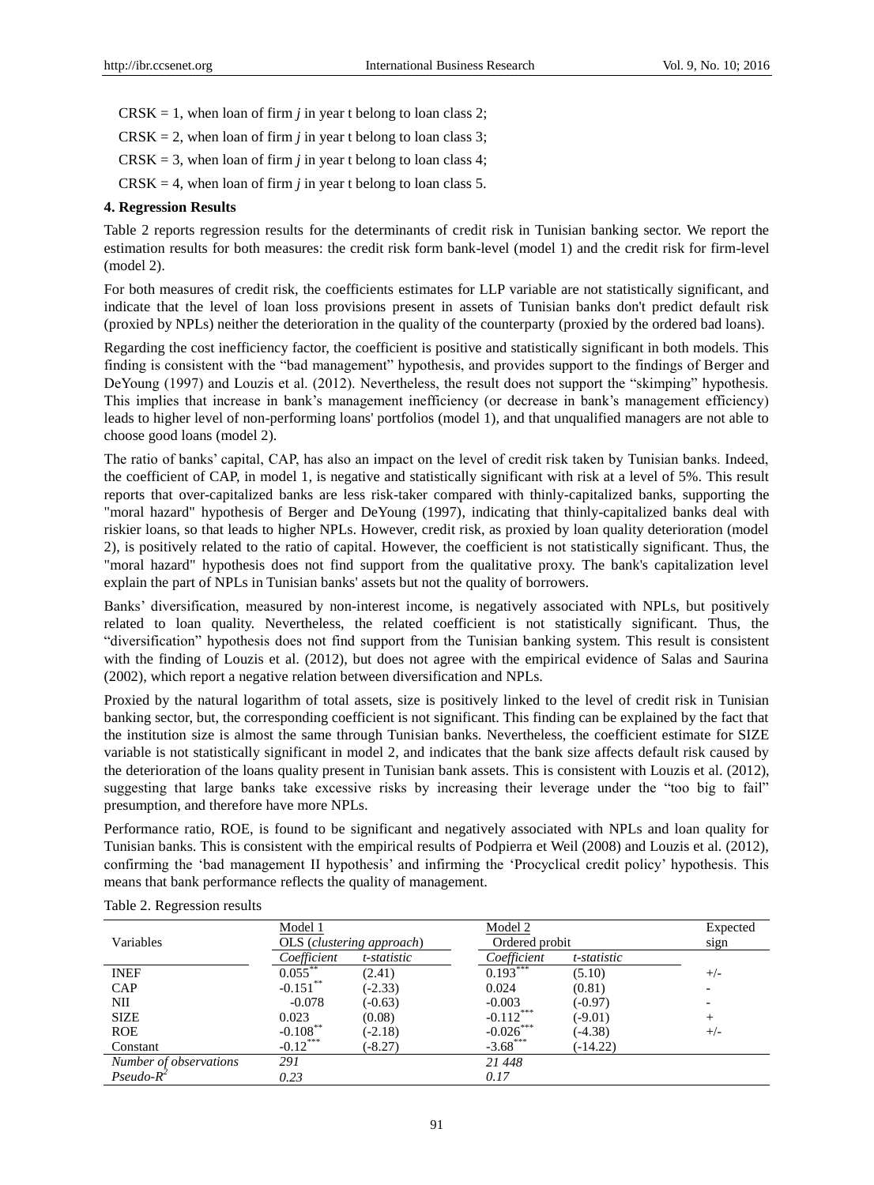CRSK = 1, when loan of firm *j* in year t belong to loan class 2;

CRSK = 2, when loan of firm *j* in year t belong to loan class 3;

CRSK = 3, when loan of firm *j* in year t belong to loan class 4;

CRSK = 4, when loan of firm *j* in year t belong to loan class 5.

**4. Regression Results**

Table 2 reports regression results for the determinants of credit risk in Tunisian banking sector. We report the estimation results for both measures: the credit risk form bank-level (model 1) and the credit risk for firm-level (model 2).

For both measures of credit risk, the coefficients estimates for LLP variable are not statistically significant, and indicate that the level of loan loss provisions present in assets of Tunisian banks don't predict default risk (proxied by NPLs) neither the deterioration in the quality of the counterparty (proxied by the ordered bad loans).

Regarding the cost inefficiency factor, the coefficient is positive and statistically significant in both models. This finding is consistent with the "bad management" hypothesis, and provides support to the findings of Berger and DeYoung (1997) and Louzis et al. (2012). Nevertheless, the result does not support the "skimping" hypothesis. This implies that increase in bank's management inefficiency (or decrease in bank's management efficiency) leads to higher level of non-performing loans' portfolios (model 1), and that unqualified managers are not able to choose good loans (model 2).

The ratio of banks' capital, CAP, has also an impact on the level of credit risk taken by Tunisian banks. Indeed, the coefficient of CAP, in model 1, is negative and statistically significant with risk at a level of 5%. This result reports that over-capitalized banks are less risk-taker compared with thinly-capitalized banks, supporting the "moral hazard" hypothesis of Berger and DeYoung (1997), indicating that thinly-capitalized banks deal with riskier loans, so that leads to higher NPLs. However, credit risk, as proxied by loan quality deterioration (model 2), is positively related to the ratio of capital. However, the coefficient is not statistically significant. Thus, the "moral hazard" hypothesis does not find support from the qualitative proxy. The bank's capitalization level explain the part of NPLs in Tunisian banks' assets but not the quality of borrowers.

Banks' diversification, measured by non-interest income, is negatively associated with NPLs, but positively related to loan quality. Nevertheless, the related coefficient is not statistically significant. Thus, the "diversification" hypothesis does not find support from the Tunisian banking system. This result is consistent with the finding of Louzis et al. (2012), but does not agree with the empirical evidence of Salas and Saurina (2002), which report a negative relation between diversification and NPLs.

Proxied by the natural logarithm of total assets, size is positively linked to the level of credit risk in Tunisian banking sector, but, the corresponding coefficient is not significant. This finding can be explained by the fact that the institution size is almost the same through Tunisian banks. Nevertheless, the coefficient estimate for SIZE variable is not statistically significant in model 2, and indicates that the bank size affects default risk caused by the deterioration of the loans quality present in Tunisian bank assets. This is consistent with Louzis et al. (2012), suggesting that large banks take excessive risks by increasing their leverage under the "too big to fail" presumption, and therefore have more NPLs.

Performance ratio, ROE, is found to be significant and negatively associated with NPLs and loan quality for Tunisian banks. This is consistent with the empirical results of Podpierra et Weil (2008) and Louzis et al. (2012), confirming the 'bad management II hypothesis' and infirming the 'Procyclical credit policy' hypothesis. This means that bank performance reflects the quality of management.

Table 2. Regression results

| Variables | Model 1<br>OLS (*clustering approach*) | | Model 2<br>Ordered probit | | Expected sign |
|---|---|---|---|---|---|
| | *Coefficient* | *t-statistic* | *Coefficient* | *t-statistic* | |
| INEF | 0.055** | (2.41) | 0.193*** | (5.10) | +/- |
| CAP | -0.151** | (-2.33) | 0.024 | (0.81) | - |
| NII | -0.078 | (-0.63) | -0.003 | (-0.97) | - |
| SIZE | 0.023 | (0.08) | -0.112*** | (-9.01) | + |
| ROE | -0.108** | (-2.18) | -0.026*** | (-4.38) | +/- |
| Constant | -0.12*** | (-8.27) | -3.68*** | (-14.22) | |
| *Number of observations* | *291* | | *21 448* | | |
| *Pseudo-$R^2$* | *0.23* | | *0.17* | | |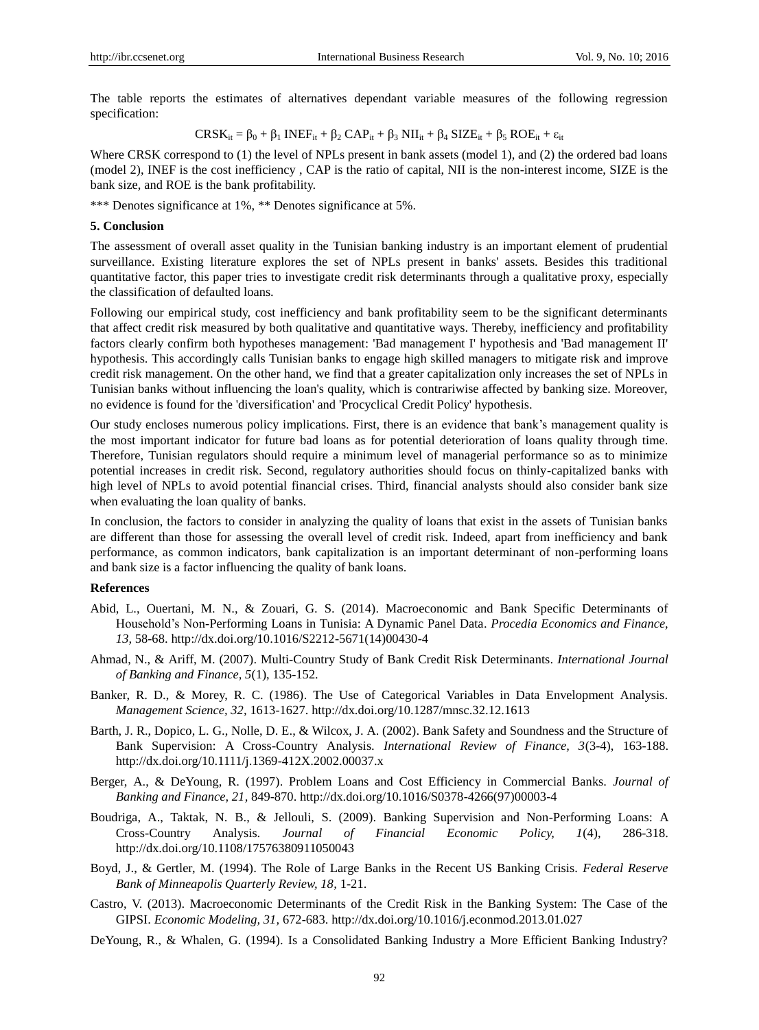The table reports the estimates of alternatives dependant variable measures of the following regression specification:

$$CRSK_{it} = \beta_0 + \beta_1 \, INEF_{it} + \beta_2 \, CAP_{it} + \beta_3 \, NII_{it} + \beta_4 \, SIZE_{it} + \beta_5 \, ROE_{it} + \varepsilon_{it}$$

Where CRSK correspond to (1) the level of NPLs present in bank assets (model 1), and (2) the ordered bad loans (model 2), INEF is the cost inefficiency , CAP is the ratio of capital, NII is the non-interest income, SIZE is the bank size, and ROE is the bank profitability.

*** Denotes significance at 1%, ** Denotes significance at 5%.

## 5. Conclusion

The assessment of overall asset quality in the Tunisian banking industry is an important element of prudential surveillance. Existing literature explores the set of NPLs present in banks' assets. Besides this traditional quantitative factor, this paper tries to investigate credit risk determinants through a qualitative proxy, especially the classification of defaulted loans.

Following our empirical study, cost inefficiency and bank profitability seem to be the significant determinants that affect credit risk measured by both qualitative and quantitative ways. Thereby, inefficiency and profitability factors clearly confirm both hypotheses management: 'Bad management I' hypothesis and 'Bad management II' hypothesis. This accordingly calls Tunisian banks to engage high skilled managers to mitigate risk and improve credit risk management. On the other hand, we find that a greater capitalization only increases the set of NPLs in Tunisian banks without influencing the loan's quality, which is contrariwise affected by banking size. Moreover, no evidence is found for the 'diversification' and 'Procyclical Credit Policy' hypothesis.

Our study encloses numerous policy implications. First, there is an evidence that bank's management quality is the most important indicator for future bad loans as for potential deterioration of loans quality through time. Therefore, Tunisian regulators should require a minimum level of managerial performance so as to minimize potential increases in credit risk. Second, regulatory authorities should focus on thinly-capitalized banks with high level of NPLs to avoid potential financial crises. Third, financial analysts should also consider bank size when evaluating the loan quality of banks.

In conclusion, the factors to consider in analyzing the quality of loans that exist in the assets of Tunisian banks are different than those for assessing the overall level of credit risk. Indeed, apart from inefficiency and bank performance, as common indicators, bank capitalization is an important determinant of non-performing loans and bank size is a factor influencing the quality of bank loans.

## References

Abid, L., Ouertani, M. N., & Zouari, G. S. (2014). Macroeconomic and Bank Specific Determinants of Household's Non-Performing Loans in Tunisia: A Dynamic Panel Data. *Procedia Economics and Finance, 13*, 58-68. http://dx.doi.org/10.1016/S2212-5671(14)00430-4

Ahmad, N., & Ariff, M. (2007). Multi-Country Study of Bank Credit Risk Determinants. *International Journal of Banking and Finance, 5*(1), 135-152.

Banker, R. D., & Morey, R. C. (1986). The Use of Categorical Variables in Data Envelopment Analysis. *Management Science, 32*, 1613-1627. http://dx.doi.org/10.1287/mnsc.32.12.1613

Barth, J. R., Dopico, L. G., Nolle, D. E., & Wilcox, J. A. (2002). Bank Safety and Soundness and the Structure of Bank Supervision: A Cross-Country Analysis. *International Review of Finance, 3*(3-4), 163-188. http://dx.doi.org/10.1111/j.1369-412X.2002.00037.x

Berger, A., & DeYoung, R. (1997). Problem Loans and Cost Efficiency in Commercial Banks. *Journal of Banking and Finance, 21*, 849-870. http://dx.doi.org/10.1016/S0378-4266(97)00003-4

Boudriga, A., Taktak, N. B., & Jellouli, S. (2009). Banking Supervision and Non-Performing Loans: A Cross-Country Analysis. *Journal of Financial Economic Policy, 1*(4), 286-318. http://dx.doi.org/10.1108/17576380911050043

Boyd, J., & Gertler, M. (1994). The Role of Large Banks in the Recent US Banking Crisis. *Federal Reserve Bank of Minneapolis Quarterly Review, 18*, 1-21.

Castro, V. (2013). Macroeconomic Determinants of the Credit Risk in the Banking System: The Case of the GIPSI. *Economic Modeling, 31*, 672-683. http://dx.doi.org/10.1016/j.econmod.2013.01.027

DeYoung, R., & Whalen, G. (1994). Is a Consolidated Banking Industry a More Efficient Banking Industry?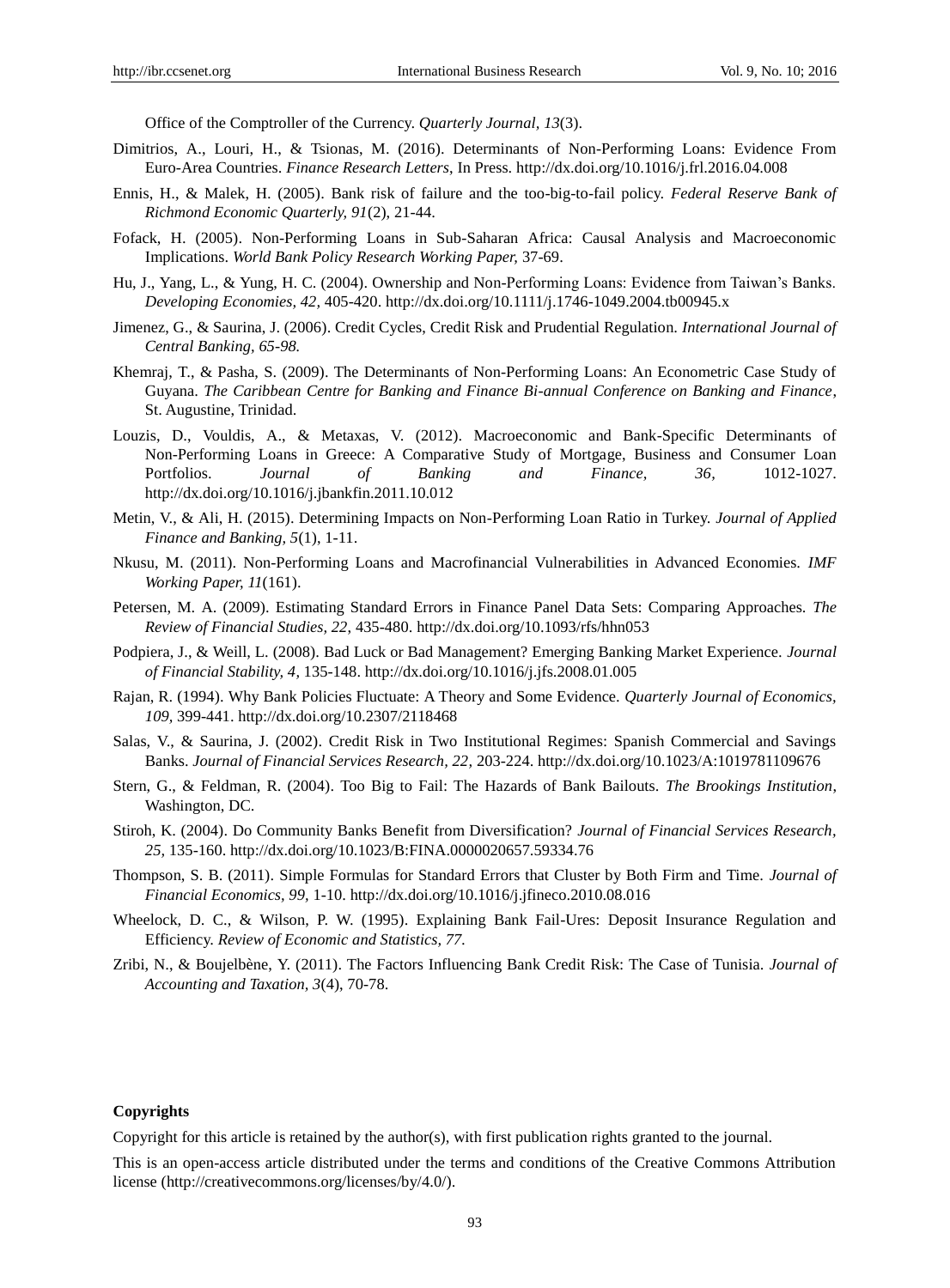Office of the Comptroller of the Currency. *Quarterly Journal, 13*(3).

Dimitrios, A., Louri, H., & Tsionas, M. (2016). Determinants of Non-Performing Loans: Evidence From Euro-Area Countries. *Finance Research Letters*, In Press. http://dx.doi.org/10.1016/j.frl.2016.04.008

Ennis, H., & Malek, H. (2005). Bank risk of failure and the too-big-to-fail policy. *Federal Reserve Bank of Richmond Economic Quarterly, 91*(2), 21-44.

Fofack, H. (2005). Non-Performing Loans in Sub-Saharan Africa: Causal Analysis and Macroeconomic Implications. *World Bank Policy Research Working Paper,* 37-69.

Hu, J., Yang, L., & Yung, H. C. (2004). Ownership and Non-Performing Loans: Evidence from Taiwan's Banks. *Developing Economies, 42,* 405-420. http://dx.doi.org/10.1111/j.1746-1049.2004.tb00945.x

Jimenez, G., & Saurina, J. (2006). Credit Cycles, Credit Risk and Prudential Regulation. *International Journal of Central Banking, 65-98.*

Khemraj, T., & Pasha, S. (2009). The Determinants of Non-Performing Loans: An Econometric Case Study of Guyana. *The Caribbean Centre for Banking and Finance Bi-annual Conference on Banking and Finance*, St. Augustine, Trinidad.

Louzis, D., Vouldis, A., & Metaxas, V. (2012). Macroeconomic and Bank-Specific Determinants of Non-Performing Loans in Greece: A Comparative Study of Mortgage, Business and Consumer Loan Portfolios. *Journal of Banking and Finance, 36,* 1012-1027. http://dx.doi.org/10.1016/j.jbankfin.2011.10.012

Metin, V., & Ali, H. (2015). Determining Impacts on Non-Performing Loan Ratio in Turkey. *Journal of Applied Finance and Banking, 5*(1), 1-11.

Nkusu, M. (2011). Non-Performing Loans and Macrofinancial Vulnerabilities in Advanced Economies. *IMF Working Paper, 11*(161).

Petersen, M. A. (2009). Estimating Standard Errors in Finance Panel Data Sets: Comparing Approaches. *The Review of Financial Studies, 22,* 435-480. http://dx.doi.org/10.1093/rfs/hhn053

Podpiera, J., & Weill, L. (2008). Bad Luck or Bad Management? Emerging Banking Market Experience. *Journal of Financial Stability, 4,* 135-148. http://dx.doi.org/10.1016/j.jfs.2008.01.005

Rajan, R. (1994). Why Bank Policies Fluctuate: A Theory and Some Evidence. *Quarterly Journal of Economics, 109,* 399-441. http://dx.doi.org/10.2307/2118468

Salas, V., & Saurina, J. (2002). Credit Risk in Two Institutional Regimes: Spanish Commercial and Savings Banks. *Journal of Financial Services Research, 22,* 203-224. http://dx.doi.org/10.1023/A:1019781109676

Stern, G., & Feldman, R. (2004). Too Big to Fail: The Hazards of Bank Bailouts. *The Brookings Institution*, Washington, DC.

Stiroh, K. (2004). Do Community Banks Benefit from Diversification? *Journal of Financial Services Research, 25,* 135-160. http://dx.doi.org/10.1023/B:FINA.0000020657.59334.76

Thompson, S. B. (2011). Simple Formulas for Standard Errors that Cluster by Both Firm and Time. *Journal of Financial Economics, 99,* 1-10. http://dx.doi.org/10.1016/j.jfineco.2010.08.016

Wheelock, D. C., & Wilson, P. W. (1995). Explaining Bank Fail-Ures: Deposit Insurance Regulation and Efficiency. *Review of Economic and Statistics, 77.*

Zribi, N., & Boujelbène, Y. (2011). The Factors Influencing Bank Credit Risk: The Case of Tunisia. *Journal of Accounting and Taxation, 3*(4), 70-78.

**Copyrights**

Copyright for this article is retained by the author(s), with first publication rights granted to the journal.

This is an open-access article distributed under the terms and conditions of the Creative Commons Attribution license (http://creativecommons.org/licenses/by/4.0/).